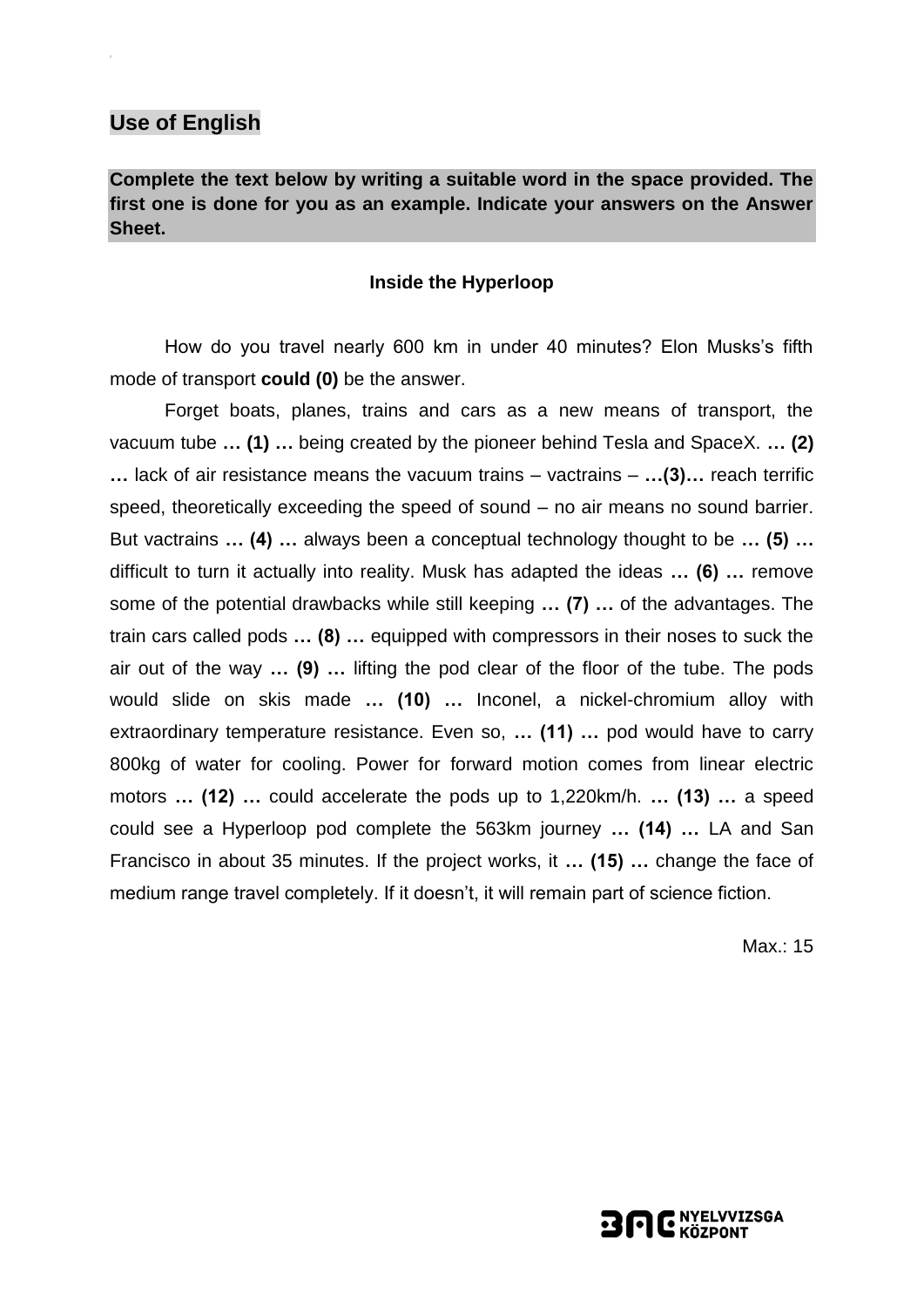## Use of English

**Complete the text below by writing a suitable word in the space provided. The first one is done for you as an example. Indicate your answers on the Answer Sheet.**

### Inside the Hyperloop

How do you travel nearly 600 km in under 40 minutes? Elon Musks's fifth mode of transport **could (0)** be the answer.

Forget boats, planes, trains and cars as a new means of transport, the vacuum tube **… (1) …** being created by the pioneer behind Tesla and SpaceX. **… (2) …** lack of air resistance means the vacuum trains – vactrains – **…(3)…** reach terrific speed, theoretically exceeding the speed of sound – no air means no sound barrier. But vactrains **… (4) …** always been a conceptual technology thought to be **… (5) …** difficult to turn it actually into reality. Musk has adapted the ideas **… (6) …** remove some of the potential drawbacks while still keeping **… (7) …** of the advantages. The train cars called pods **… (8) …** equipped with compressors in their noses to suck the air out of the way **… (9) …** lifting the pod clear of the floor of the tube. The pods would slide on skis made **… (10) …** Inconel, a nickel-chromium alloy with extraordinary temperature resistance. Even so, **… (11) …** pod would have to carry 800kg of water for cooling. Power for forward motion comes from linear electric motors **… (12) …** could accelerate the pods up to 1,220km/h. **… (13) …** a speed could see a Hyperloop pod complete the 563km journey **… (14) …** LA and San Francisco in about 35 minutes. If the project works, it **… (15) …** change the face of medium range travel completely. If it doesn't, it will remain part of science fiction.

Max.: 15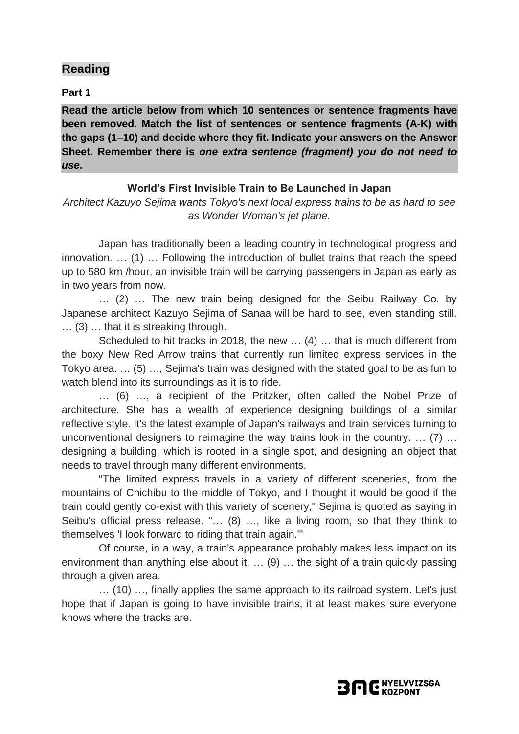## Reading

### Part 1

**Read the article below from which 10 sentences or sentence fragments have been removed. Match the list of sentences or sentence fragments (A-K) with the gaps (1–10) and decide where they fit. Indicate your answers on the Answer Sheet. Remember there is *one extra sentence (fragment) you do not need to use*.**

**World's First Invisible Train to Be Launched in Japan**

*Architect Kazuyo Sejima wants Tokyo's next local express trains to be as hard to see as Wonder Woman's jet plane.*

Japan has traditionally been a leading country in technological progress and innovation. … (1) … Following the introduction of bullet trains that reach the speed up to 580 km /hour, an invisible train will be carrying passengers in Japan as early as in two years from now.

… (2) … The new train being designed for the Seibu Railway Co. by Japanese architect Kazuyo Sejima of Sanaa will be hard to see, even standing still. … (3) … that it is streaking through.

Scheduled to hit tracks in 2018, the new … (4) … that is much different from the boxy New Red Arrow trains that currently run limited express services in the Tokyo area. … (5) …, Sejima's train was designed with the stated goal to be as fun to watch blend into its surroundings as it is to ride.

… (6) …, a recipient of the Pritzker, often called the Nobel Prize of architecture. She has a wealth of experience designing buildings of a similar reflective style. It's the latest example of Japan's railways and train services turning to unconventional designers to reimagine the way trains look in the country. … (7) … designing a building, which is rooted in a single spot, and designing an object that needs to travel through many different environments.

"The limited express travels in a variety of different sceneries, from the mountains of Chichibu to the middle of Tokyo, and I thought it would be good if the train could gently co-exist with this variety of scenery," Sejima is quoted as saying in Seibu's official press release. "… (8) …, like a living room, so that they think to themselves 'I look forward to riding that train again.'"

Of course, in a way, a train's appearance probably makes less impact on its environment than anything else about it. … (9) … the sight of a train quickly passing through a given area.

… (10) …, finally applies the same approach to its railroad system. Let's just hope that if Japan is going to have invisible trains, it at least makes sure everyone knows where the tracks are.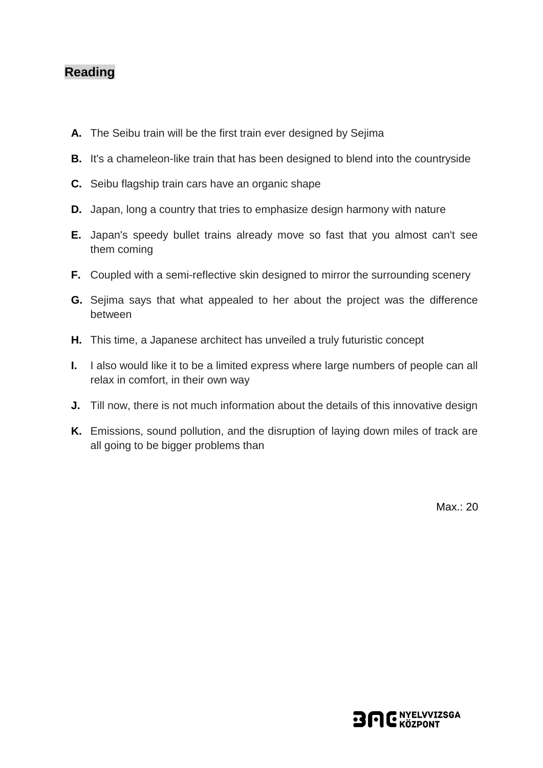## Reading

- **A.** The Seibu train will be the first train ever designed by Sejima
- **B.** It's a chameleon-like train that has been designed to blend into the countryside
- **C.** Seibu flagship train cars have an organic shape
- **D.** Japan, long a country that tries to emphasize design harmony with nature
- **E.** Japan's speedy bullet trains already move so fast that you almost can't see them coming
- **F.** Coupled with a semi-reflective skin designed to mirror the surrounding scenery
- **G.** Sejima says that what appealed to her about the project was the difference between
- **H.** This time, a Japanese architect has unveiled a truly futuristic concept
- **I.** I also would like it to be a limited express where large numbers of people can all relax in comfort, in their own way
- **J.** Till now, there is not much information about the details of this innovative design
- **K.** Emissions, sound pollution, and the disruption of laying down miles of track are all going to be bigger problems than

Max.: 20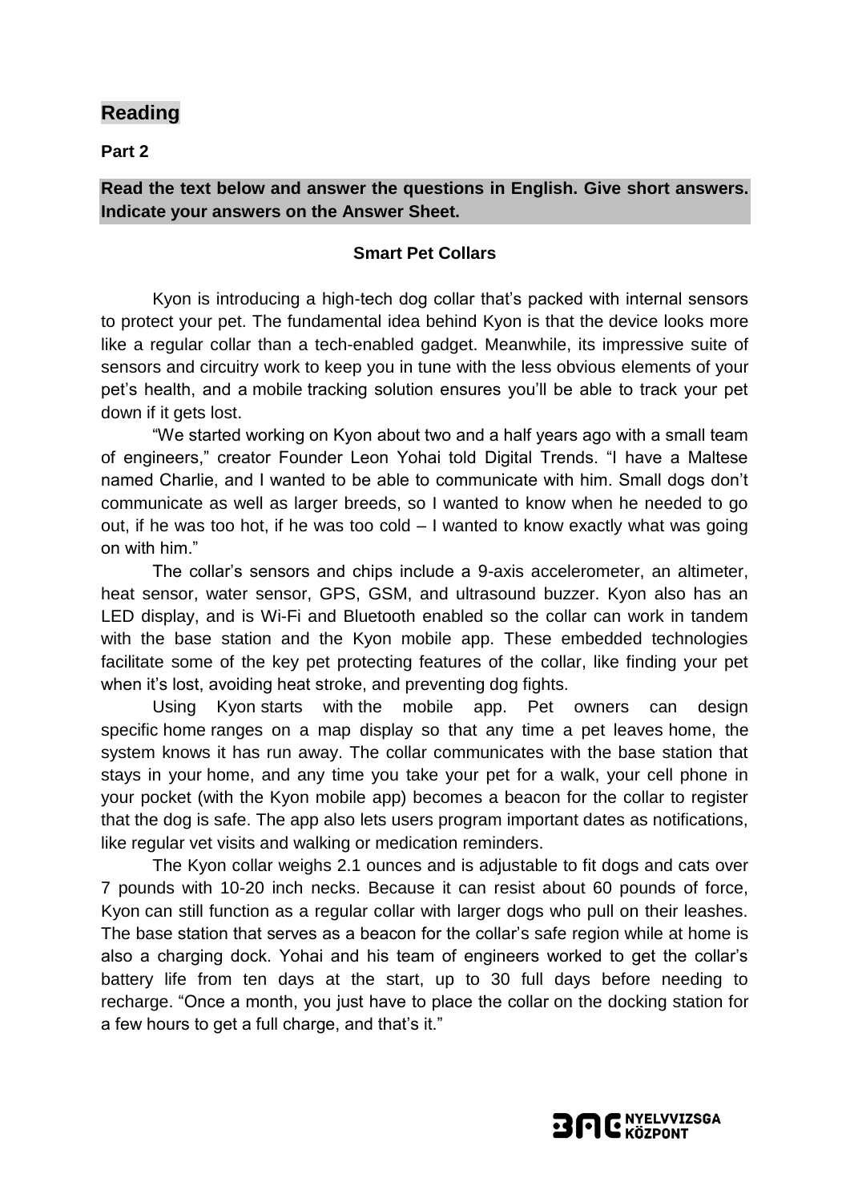## Reading

### Part 2

**Read the text below and answer the questions in English. Give short answers. Indicate your answers on the Answer Sheet.**

**Smart Pet Collars**

Kyon is introducing a high-tech dog collar that's packed with internal sensors to protect your pet. The fundamental idea behind Kyon is that the device looks more like a regular collar than a tech-enabled gadget. Meanwhile, its impressive suite of sensors and circuitry work to keep you in tune with the less obvious elements of your pet's health, and a mobile tracking solution ensures you'll be able to track your pet down if it gets lost.

"We started working on Kyon about two and a half years ago with a small team of engineers," creator Founder Leon Yohai told Digital Trends. "I have a Maltese named Charlie, and I wanted to be able to communicate with him. Small dogs don't communicate as well as larger breeds, so I wanted to know when he needed to go out, if he was too hot, if he was too cold – I wanted to know exactly what was going on with him."

The collar's sensors and chips include a 9-axis accelerometer, an altimeter, heat sensor, water sensor, GPS, GSM, and ultrasound buzzer. Kyon also has an LED display, and is Wi-Fi and Bluetooth enabled so the collar can work in tandem with the base station and the Kyon mobile app. These embedded technologies facilitate some of the key pet protecting features of the collar, like finding your pet when it's lost, avoiding heat stroke, and preventing dog fights.

Using Kyon starts with the mobile app. Pet owners can design specific home ranges on a map display so that any time a pet leaves home, the system knows it has run away. The collar communicates with the base station that stays in your home, and any time you take your pet for a walk, your cell phone in your pocket (with the Kyon mobile app) becomes a beacon for the collar to register that the dog is safe. The app also lets users program important dates as notifications, like regular vet visits and walking or medication reminders.

The Kyon collar weighs 2.1 ounces and is adjustable to fit dogs and cats over 7 pounds with 10-20 inch necks. Because it can resist about 60 pounds of force, Kyon can still function as a regular collar with larger dogs who pull on their leashes. The base station that serves as a beacon for the collar's safe region while at home is also a charging dock. Yohai and his team of engineers worked to get the collar's battery life from ten days at the start, up to 30 full days before needing to recharge. "Once a month, you just have to place the collar on the docking station for a few hours to get a full charge, and that's it."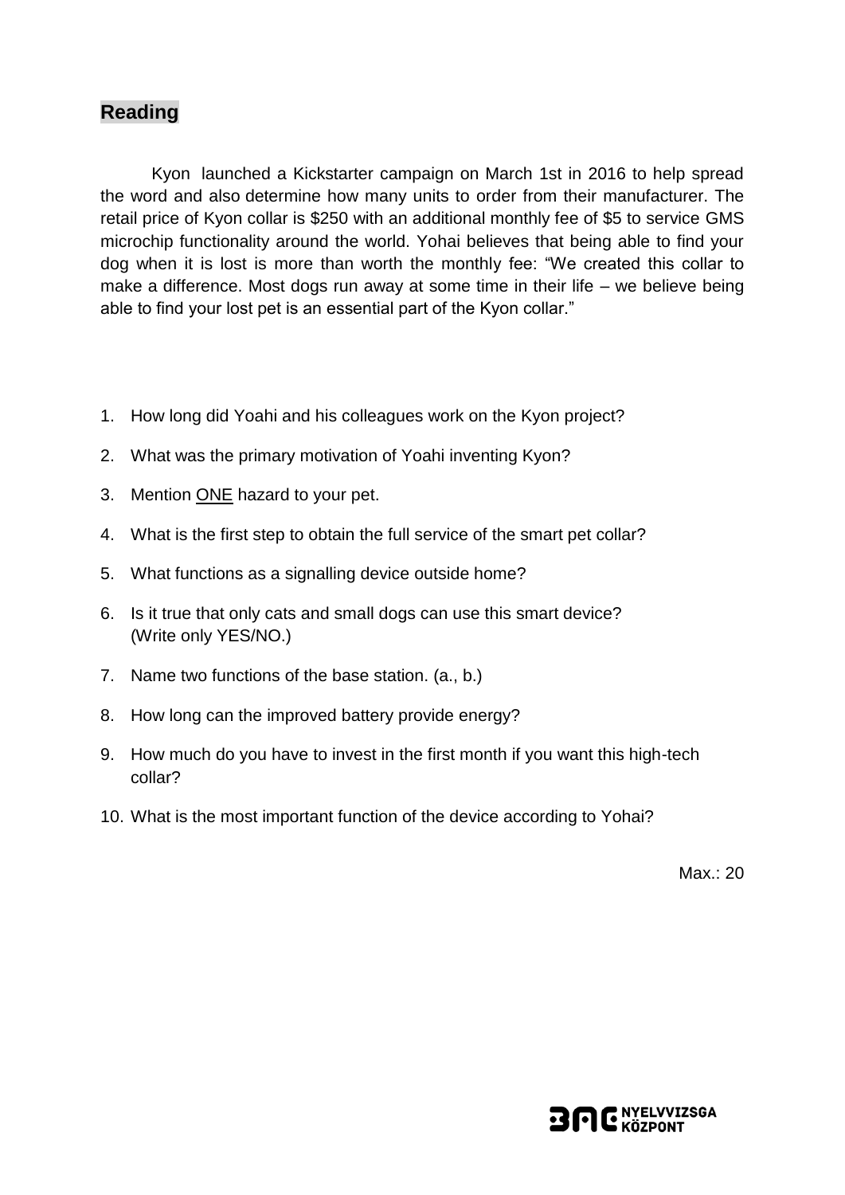## Reading

Kyon launched a Kickstarter campaign on March 1st in 2016 to help spread the word and also determine how many units to order from their manufacturer. The retail price of Kyon collar is $250 with an additional monthly fee of $5 to service GMS microchip functionality around the world. Yohai believes that being able to find your dog when it is lost is more than worth the monthly fee: "We created this collar to make a difference. Most dogs run away at some time in their life – we believe being able to find your lost pet is an essential part of the Kyon collar."

1. How long did Yoahi and his colleagues work on the Kyon project?
2. What was the primary motivation of Yoahi inventing Kyon?
3. Mention <u>ONE</u> hazard to your pet.
4. What is the first step to obtain the full service of the smart pet collar?
5. What functions as a signalling device outside home?
6. Is it true that only cats and small dogs can use this smart device? (Write only YES/NO.)
7. Name two functions of the base station. (a., b.)
8. How long can the improved battery provide energy?
9. How much do you have to invest in the first month if you want this high-tech collar?
10. What is the most important function of the device according to Yohai?

Max.: 20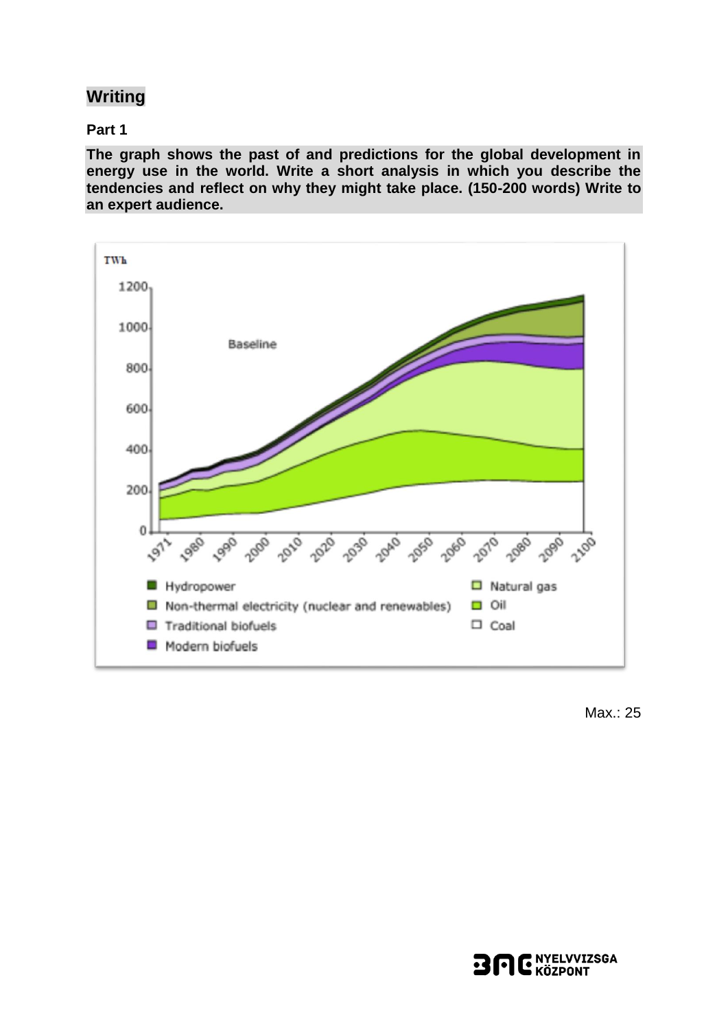# Writing

## Part 1

**The graph shows the past of and predictions for the global development in energy use in the world. Write a short analysis in which you describe the tendencies and reflect on why they might take place. (150-200 words) Write to an expert audience.**

TWh

Baseline

- Hydropower
- Non-thermal electricity (nuclear and renewables)
- Traditional biofuels
- Modern biofuels
- Natural gas
- Oil
- Coal

Max.: 25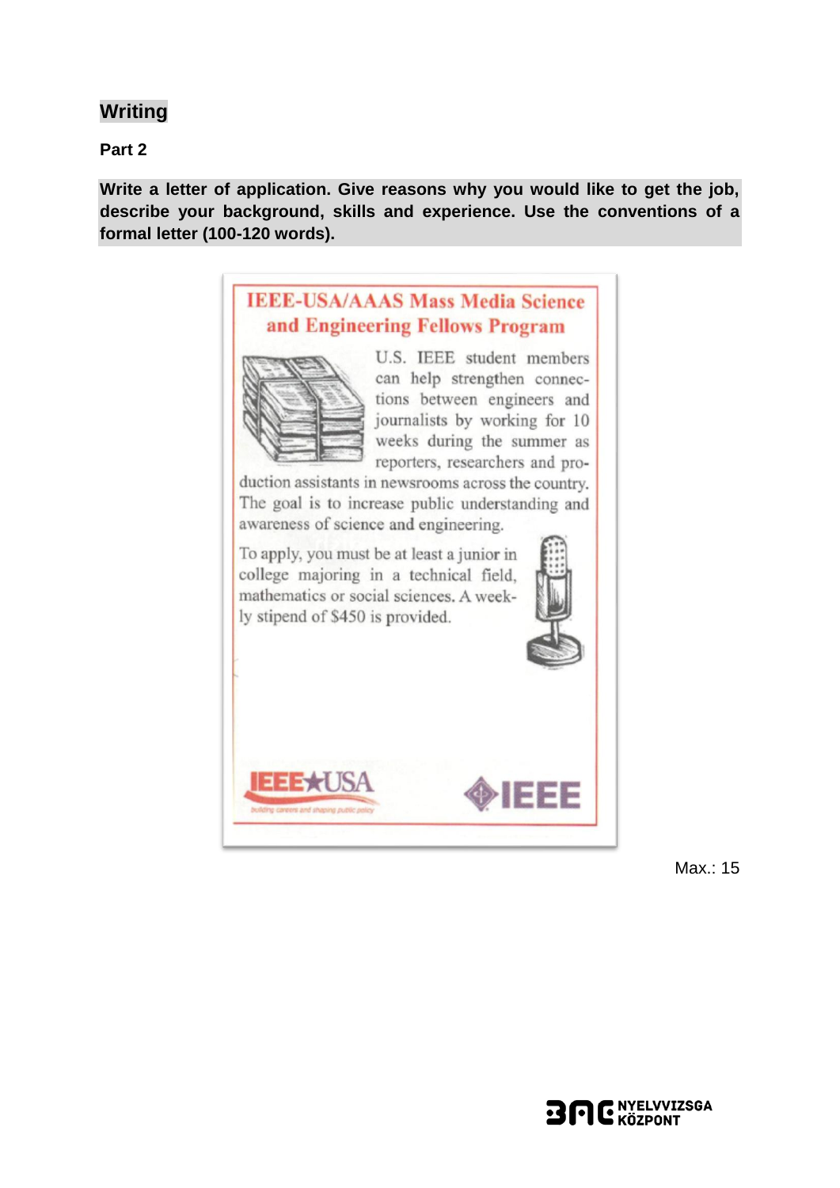# Writing

**Part 2**

**Write a letter of application. Give reasons why you would like to get the job, describe your background, skills and experience. Use the conventions of a formal letter (100-120 words).**

## IEEE-USA/AAAS Mass Media Science and Engineering Fellows Program

U.S. IEEE student members can help strengthen connections between engineers and journalists by working for 10 weeks during the summer as reporters, researchers and production assistants in newsrooms across the country. The goal is to increase public understanding and awareness of science and engineering.

To apply, you must be at least a junior in college majoring in a technical field, mathematics or social sciences. A weekly stipend of $450 is provided.

IEEE★USA

building careers and shaping public policy

IEEE

Max.: 15